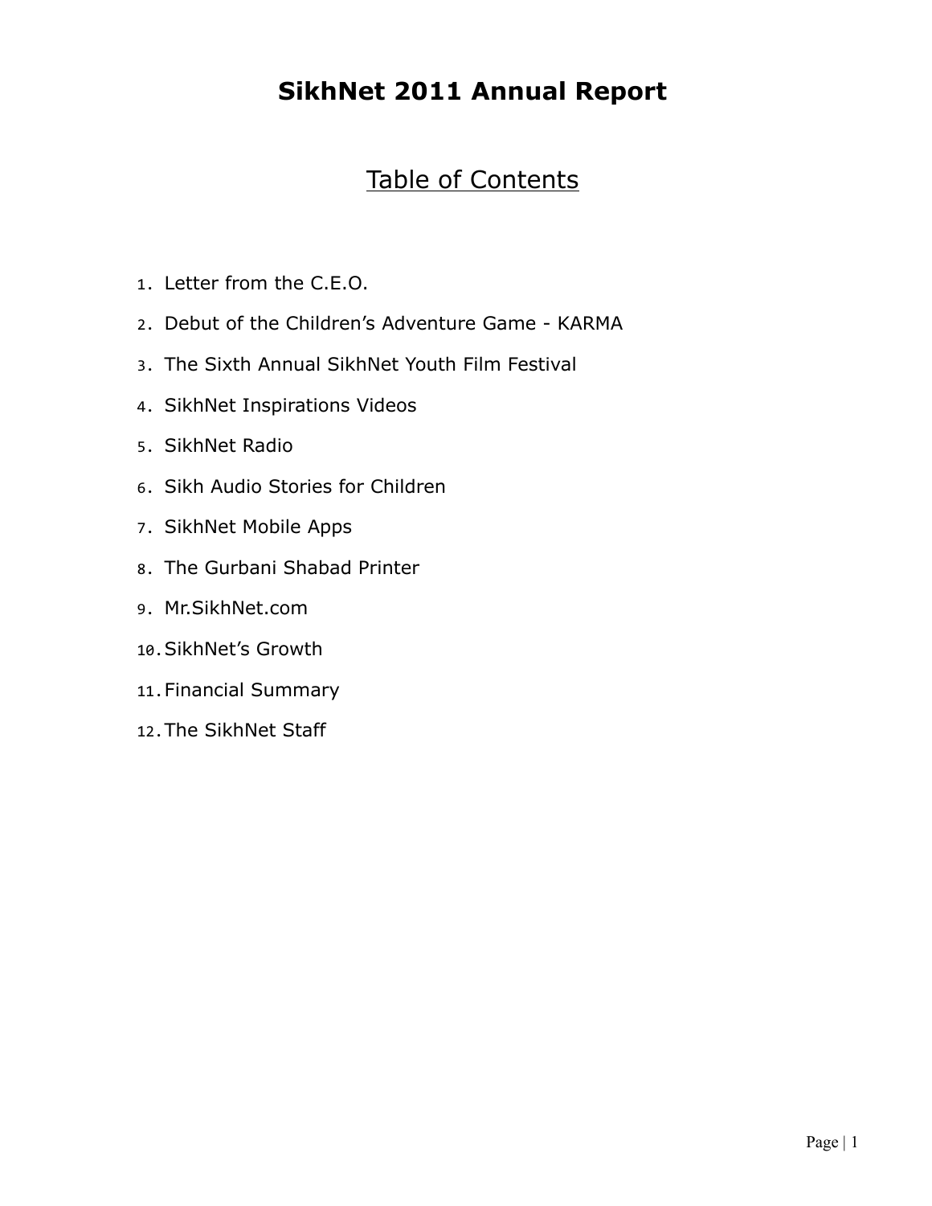# SikhNet 2011 Annual Report

## Table of Contents

1. Letter from the C.E.O.
2. Debut of the Children's Adventure Game - KARMA
3. The Sixth Annual SikhNet Youth Film Festival
4. SikhNet Inspirations Videos
5. SikhNet Radio
6. Sikh Audio Stories for Children
7. SikhNet Mobile Apps
8. The Gurbani Shabad Printer
9. Mr.SikhNet.com
10. SikhNet's Growth
11. Financial Summary
12. The SikhNet Staff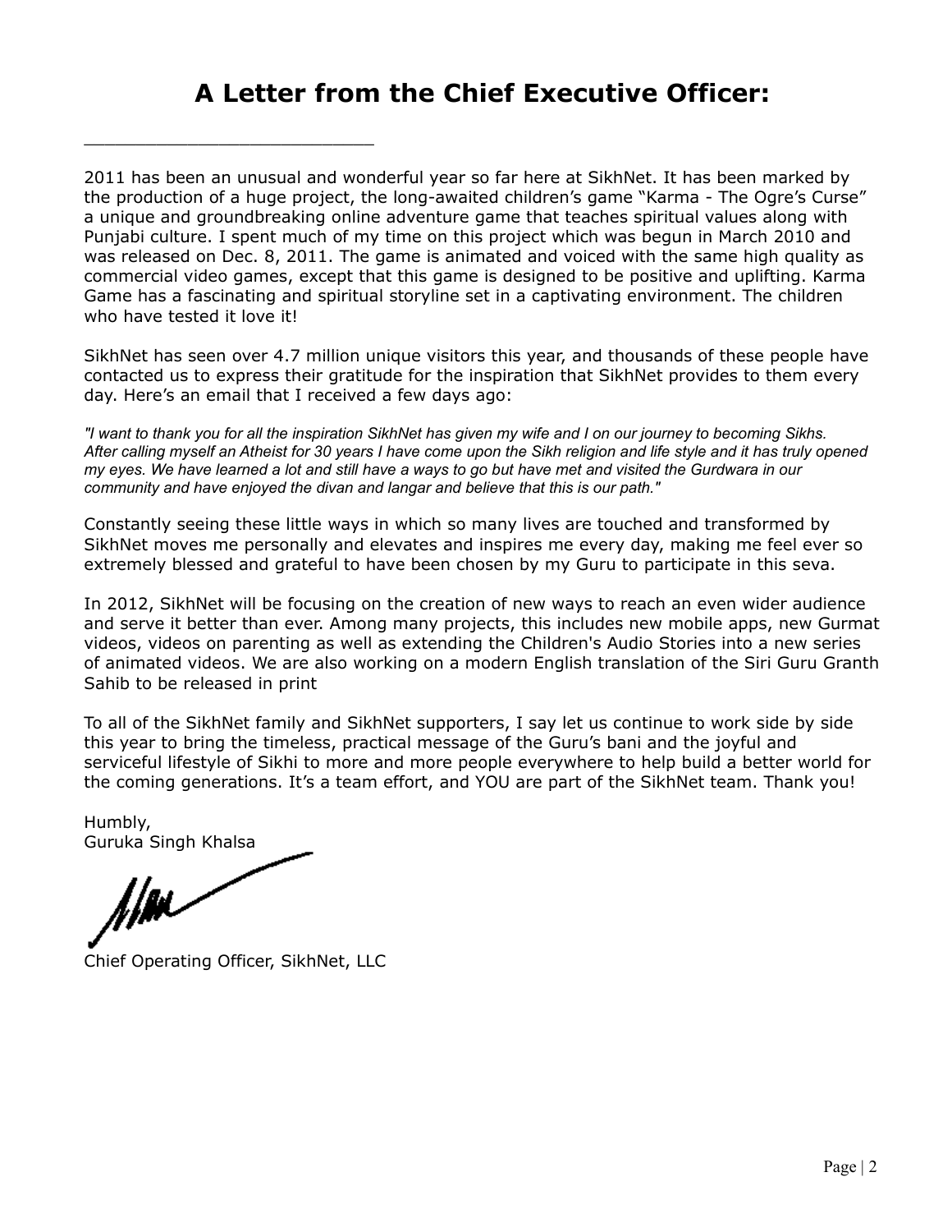# A Letter from the Chief Executive Officer:

---

2011 has been an unusual and wonderful year so far here at SikhNet. It has been marked by the production of a huge project, the long-awaited children's game "Karma - The Ogre's Curse" a unique and groundbreaking online adventure game that teaches spiritual values along with Punjabi culture. I spent much of my time on this project which was begun in March 2010 and was released on Dec. 8, 2011. The game is animated and voiced with the same high quality as commercial video games, except that this game is designed to be positive and uplifting. Karma Game has a fascinating and spiritual storyline set in a captivating environment. The children who have tested it love it!

SikhNet has seen over 4.7 million unique visitors this year, and thousands of these people have contacted us to express their gratitude for the inspiration that SikhNet provides to them every day. Here's an email that I received a few days ago:

*"I want to thank you for all the inspiration SikhNet has given my wife and I on our journey to becoming Sikhs. After calling myself an Atheist for 30 years I have come upon the Sikh religion and life style and it has truly opened my eyes. We have learned a lot and still have a ways to go but have met and visited the Gurdwara in our community and have enjoyed the divan and langar and believe that this is our path."*

Constantly seeing these little ways in which so many lives are touched and transformed by SikhNet moves me personally and elevates and inspires me every day, making me feel ever so extremely blessed and grateful to have been chosen by my Guru to participate in this seva.

In 2012, SikhNet will be focusing on the creation of new ways to reach an even wider audience and serve it better than ever. Among many projects, this includes new mobile apps, new Gurmat videos, videos on parenting as well as extending the Children's Audio Stories into a new series of animated videos. We are also working on a modern English translation of the Siri Guru Granth Sahib to be released in print

To all of the SikhNet family and SikhNet supporters, I say let us continue to work side by side this year to bring the timeless, practical message of the Guru's bani and the joyful and serviceful lifestyle of Sikhi to more and more people everywhere to help build a better world for the coming generations. It's a team effort, and YOU are part of the SikhNet team. Thank you!

Humbly,
Guruka Singh Khalsa

Chief Operating Officer, SikhNet, LLC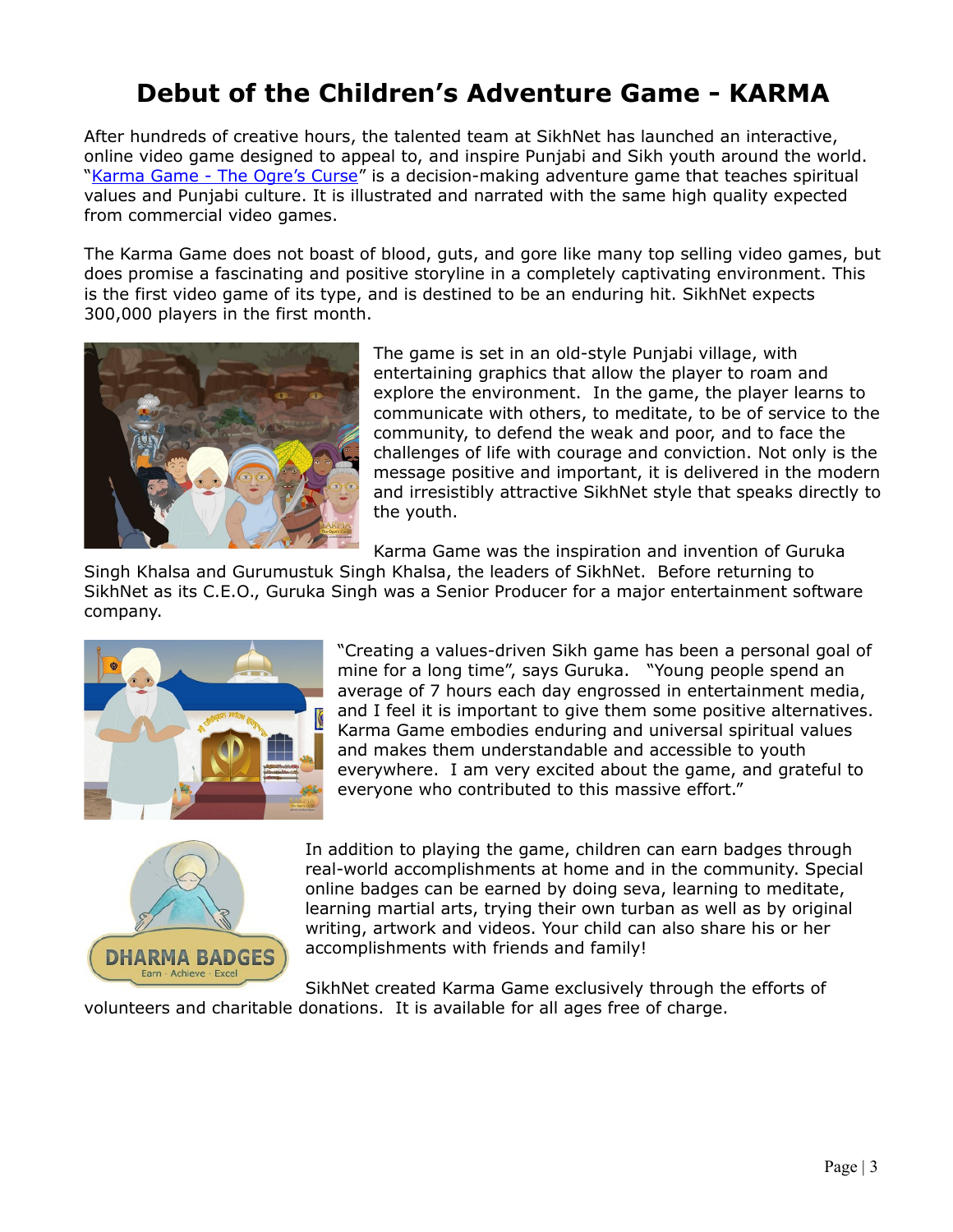# Debut of the Children's Adventure Game - KARMA

After hundreds of creative hours, the talented team at SikhNet has launched an interactive, online video game designed to appeal to, and inspire Punjabi and Sikh youth around the world. "Karma Game - The Ogre's Curse" is a decision-making adventure game that teaches spiritual values and Punjabi culture. It is illustrated and narrated with the same high quality expected from commercial video games.

The Karma Game does not boast of blood, guts, and gore like many top selling video games, but does promise a fascinating and positive storyline in a completely captivating environment. This is the first video game of its type, and is destined to be an enduring hit. SikhNet expects 300,000 players in the first month.

The game is set in an old-style Punjabi village, with entertaining graphics that allow the player to roam and explore the environment. In the game, the player learns to communicate with others, to meditate, to be of service to the community, to defend the weak and poor, and to face the challenges of life with courage and conviction. Not only is the message positive and important, it is delivered in the modern and irresistibly attractive SikhNet style that speaks directly to the youth.

Karma Game was the inspiration and invention of Guruka Singh Khalsa and Gurumustuk Singh Khalsa, the leaders of SikhNet. Before returning to SikhNet as its C.E.O., Guruka Singh was a Senior Producer for a major entertainment software company.

"Creating a values-driven Sikh game has been a personal goal of mine for a long time", says Guruka. "Young people spend an average of 7 hours each day engrossed in entertainment media, and I feel it is important to give them some positive alternatives. Karma Game embodies enduring and universal spiritual values and makes them understandable and accessible to youth everywhere. I am very excited about the game, and grateful to everyone who contributed to this massive effort."

In addition to playing the game, children can earn badges through real-world accomplishments at home and in the community. Special online badges can be earned by doing seva, learning to meditate, learning martial arts, trying their own turban as well as by original writing, artwork and videos. Your child can also share his or her accomplishments with friends and family!

SikhNet created Karma Game exclusively through the efforts of volunteers and charitable donations. It is available for all ages free of charge.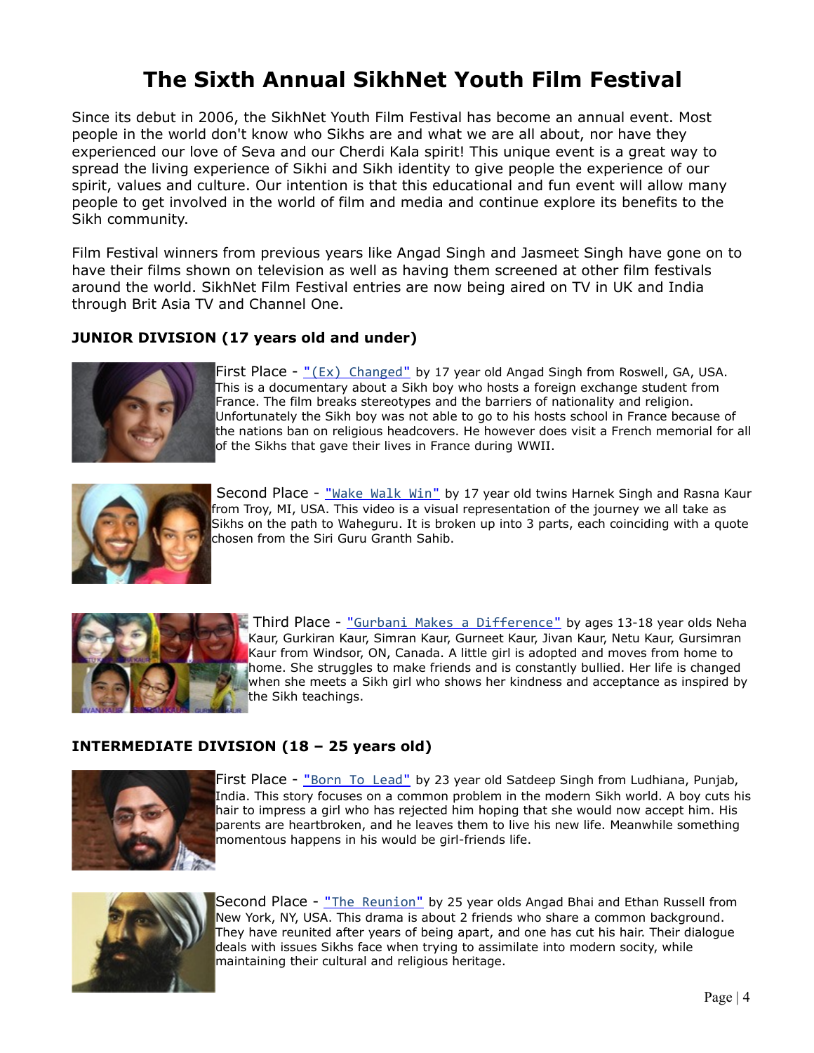# The Sixth Annual SikhNet Youth Film Festival

Since its debut in 2006, the SikhNet Youth Film Festival has become an annual event. Most people in the world don't know who Sikhs are and what we are all about, nor have they experienced our love of Seva and our Cherdi Kala spirit! This unique event is a great way to spread the living experience of Sikhi and Sikh identity to give people the experience of our spirit, values and culture. Our intention is that this educational and fun event will allow many people to get involved in the world of film and media and continue explore its benefits to the Sikh community.

Film Festival winners from previous years like Angad Singh and Jasmeet Singh have gone on to have their films shown on television as well as having them screened at other film festivals around the world. SikhNet Film Festival entries are now being aired on TV in UK and India through Brit Asia TV and Channel One.

**JUNIOR DIVISION (17 years old and under)**

First Place - "(Ex) Changed" by 17 year old Angad Singh from Roswell, GA, USA. This is a documentary about a Sikh boy who hosts a foreign exchange student from France. The film breaks stereotypes and the barriers of nationality and religion. Unfortunately the Sikh boy was not able to go to his hosts school in France because of the nations ban on religious headcovers. He however does visit a French memorial for all of the Sikhs that gave their lives in France during WWII.

Second Place - "Wake Walk Win" by 17 year old twins Harnek Singh and Rasna Kaur from Troy, MI, USA. This video is a visual representation of the journey we all take as Sikhs on the path to Waheguru. It is broken up into 3 parts, each coinciding with a quote chosen from the Siri Guru Granth Sahib.

Third Place - "Gurbani Makes a Difference" by ages 13-18 year olds Neha Kaur, Gurkiran Kaur, Simran Kaur, Gurneet Kaur, Jivan Kaur, Netu Kaur, Gursimran Kaur from Windsor, ON, Canada. A little girl is adopted and moves from home to home. She struggles to make friends and is constantly bullied. Her life is changed when she meets a Sikh girl who shows her kindness and acceptance as inspired by the Sikh teachings.

**INTERMEDIATE DIVISION (18 – 25 years old)**

First Place - "Born To Lead" by 23 year old Satdeep Singh from Ludhiana, Punjab, India. This story focuses on a common problem in the modern Sikh world. A boy cuts his hair to impress a girl who has rejected him hoping that she would now accept him. His parents are heartbroken, and he leaves them to live his new life. Meanwhile something momentous happens in his would be girl-friends life.

Second Place - "The Reunion" by 25 year olds Angad Bhai and Ethan Russell from New York, NY, USA. This drama is about 2 friends who share a common background. They have reunited after years of being apart, and one has cut his hair. Their dialogue deals with issues Sikhs face when trying to assimilate into modern socity, while maintaining their cultural and religious heritage.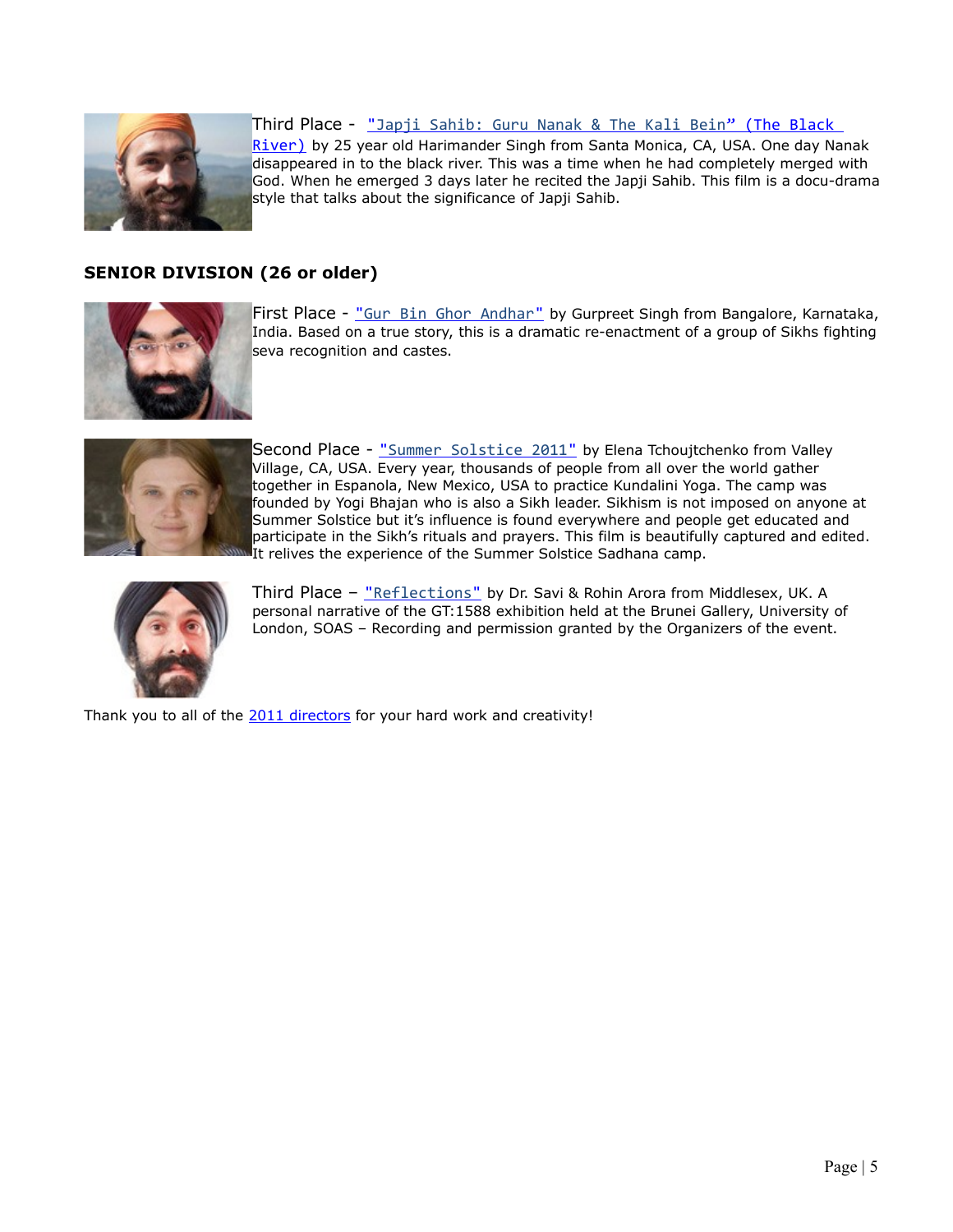Third Place - "Japji Sahib: Guru Nanak & The Kali Bein" (The Black River) by 25 year old Harimander Singh from Santa Monica, CA, USA. One day Nanak disappeared in to the black river. This was a time when he had completely merged with God. When he emerged 3 days later he recited the Japji Sahib. This film is a docu-drama style that talks about the significance of Japji Sahib.

**SENIOR DIVISION (26 or older)**

First Place - "Gur Bin Ghor Andhar" by Gurpreet Singh from Bangalore, Karnataka, India. Based on a true story, this is a dramatic re-enactment of a group of Sikhs fighting seva recognition and castes.

Second Place - "Summer Solstice 2011" by Elena Tchoujtchenko from Valley Village, CA, USA. Every year, thousands of people from all over the world gather together in Espanola, New Mexico, USA to practice Kundalini Yoga. The camp was founded by Yogi Bhajan who is also a Sikh leader. Sikhism is not imposed on anyone at Summer Solstice but it's influence is found everywhere and people get educated and participate in the Sikh's rituals and prayers. This film is beautifully captured and edited. It relives the experience of the Summer Solstice Sadhana camp.

Third Place – "Reflections" by Dr. Savi & Rohin Arora from Middlesex, UK. A personal narrative of the GT:1588 exhibition held at the Brunei Gallery, University of London, SOAS – Recording and permission granted by the Organizers of the event.

Thank you to all of the 2011 directors for your hard work and creativity!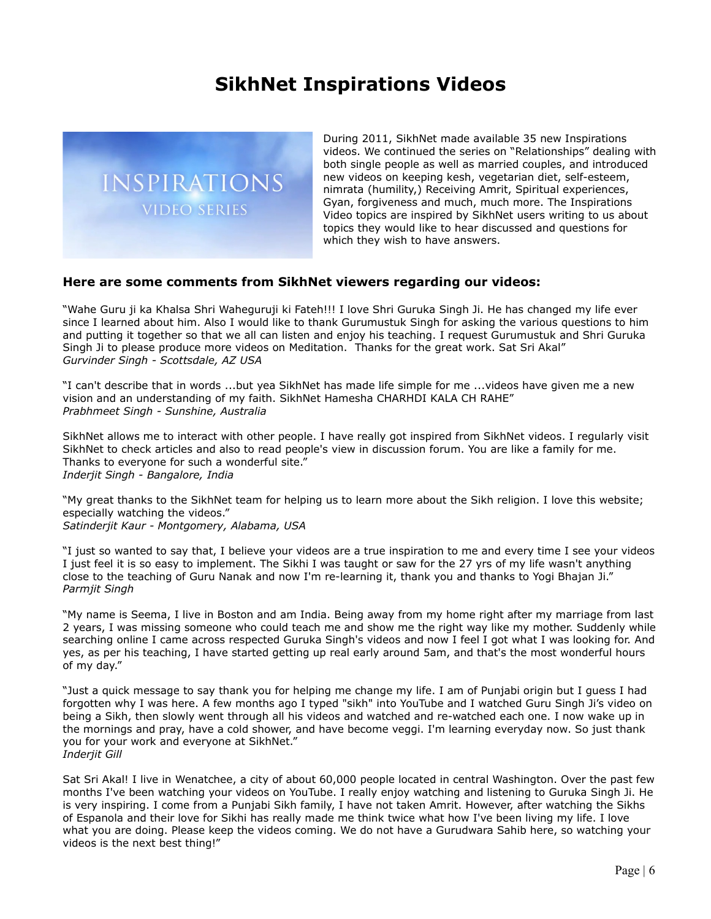# SikhNet Inspirations Videos

During 2011, SikhNet made available 35 new Inspirations videos. We continued the series on "Relationships" dealing with both single people as well as married couples, and introduced new videos on keeping kesh, vegetarian diet, self-esteem, nimrata (humility,) Receiving Amrit, Spiritual experiences, Gyan, forgiveness and much, much more. The Inspirations Video topics are inspired by SikhNet users writing to us about topics they would like to hear discussed and questions for which they wish to have answers.

### Here are some comments from SikhNet viewers regarding our videos:

"Wahe Guru ji ka Khalsa Shri Waheguruji ki Fateh!!! I love Shri Guruka Singh Ji. He has changed my life ever since I learned about him. Also I would like to thank Gurumustuk Singh for asking the various questions to him and putting it together so that we all can listen and enjoy his teaching. I request Gurumustuk and Shri Guruka Singh Ji to please produce more videos on Meditation. Thanks for the great work. Sat Sri Akal"
*Gurvinder Singh - Scottsdale, AZ USA*

"I can't describe that in words ...but yea SikhNet has made life simple for me ...videos have given me a new vision and an understanding of my faith. SikhNet Hamesha CHARHDI KALA CH RAHE"
*Prabhmeet Singh - Sunshine, Australia*

SikhNet allows me to interact with other people. I have really got inspired from SikhNet videos. I regularly visit SikhNet to check articles and also to read people's view in discussion forum. You are like a family for me. Thanks to everyone for such a wonderful site."
*Inderjit Singh - Bangalore, India*

"My great thanks to the SikhNet team for helping us to learn more about the Sikh religion. I love this website; especially watching the videos."
*Satinderjit Kaur - Montgomery, Alabama, USA*

"I just so wanted to say that, I believe your videos are a true inspiration to me and every time I see your videos I just feel it is so easy to implement. The Sikhi I was taught or saw for the 27 yrs of my life wasn't anything close to the teaching of Guru Nanak and now I'm re-learning it, thank you and thanks to Yogi Bhajan Ji."
*Parmjit Singh*

"My name is Seema, I live in Boston and am India. Being away from my home right after my marriage from last 2 years, I was missing someone who could teach me and show me the right way like my mother. Suddenly while searching online I came across respected Guruka Singh's videos and now I feel I got what I was looking for. And yes, as per his teaching, I have started getting up real early around 5am, and that's the most wonderful hours of my day."

"Just a quick message to say thank you for helping me change my life. I am of Punjabi origin but I guess I had forgotten why I was here. A few months ago I typed "sikh" into YouTube and I watched Guru Singh Ji's video on being a Sikh, then slowly went through all his videos and watched and re-watched each one. I now wake up in the mornings and pray, have a cold shower, and have become veggi. I'm learning everyday now. So just thank you for your work and everyone at SikhNet."
*Inderjit Gill*

Sat Sri Akal! I live in Wenatchee, a city of about 60,000 people located in central Washington. Over the past few months I've been watching your videos on YouTube. I really enjoy watching and listening to Guruka Singh Ji. He is very inspiring. I come from a Punjabi Sikh family, I have not taken Amrit. However, after watching the Sikhs of Espanola and their love for Sikhi has really made me think twice what how I've been living my life. I love what you are doing. Please keep the videos coming. We do not have a Gurudwara Sahib here, so watching your videos is the next best thing!"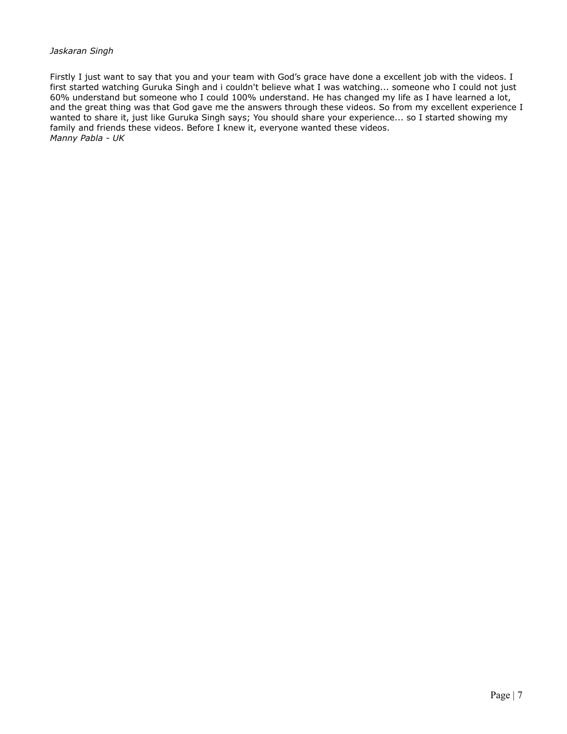*Jaskaran Singh*

Firstly I just want to say that you and your team with God's grace have done a excellent job with the videos. I first started watching Guruka Singh and i couldn't believe what I was watching... someone who I could not just 60% understand but someone who I could 100% understand. He has changed my life as I have learned a lot, and the great thing was that God gave me the answers through these videos. So from my excellent experience I wanted to share it, just like Guruka Singh says; You should share your experience... so I started showing my family and friends these videos. Before I knew it, everyone wanted these videos.
*Manny Pabla - UK*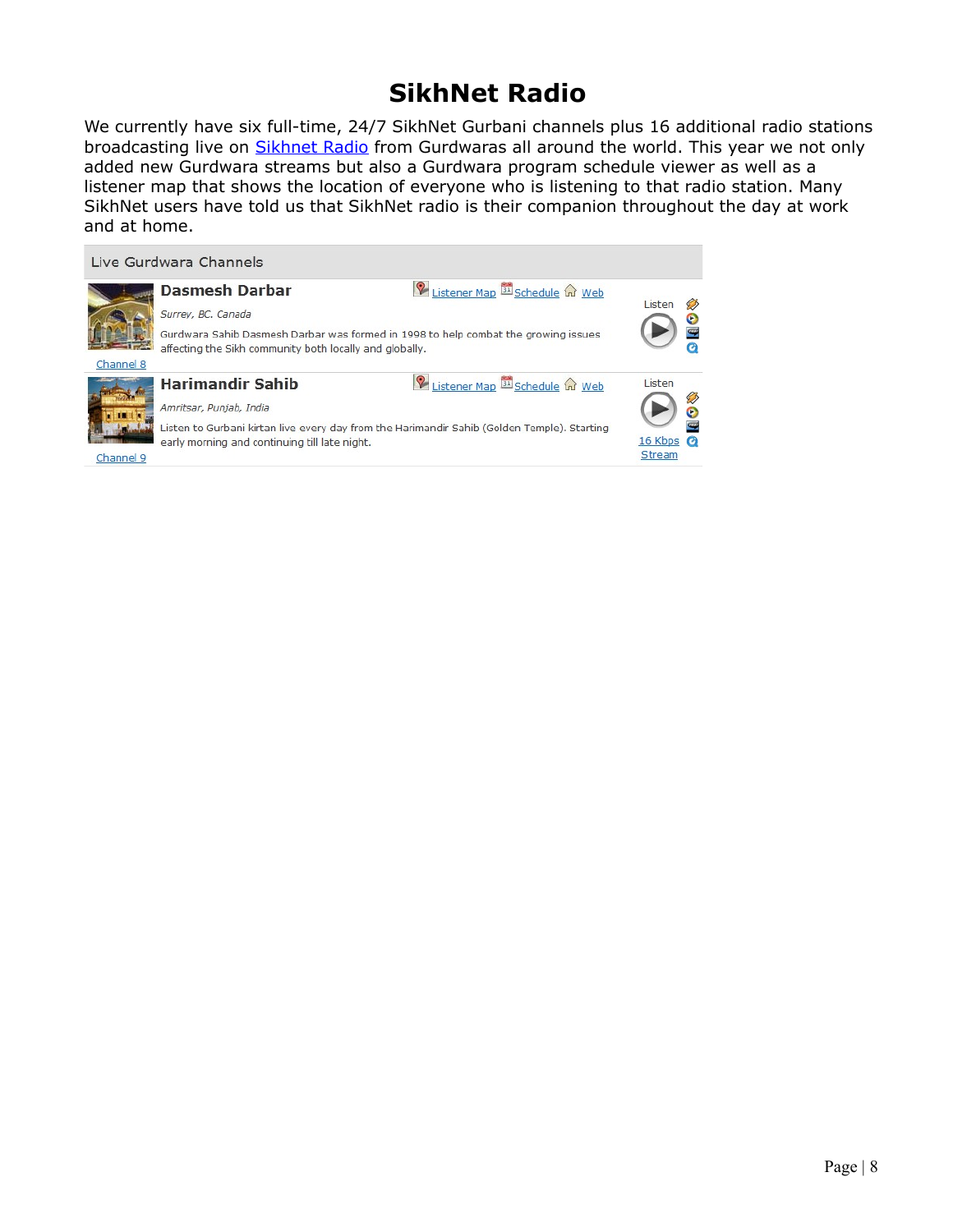# SikhNet Radio

We currently have six full-time, 24/7 SikhNet Gurbani channels plus 16 additional radio stations broadcasting live on Sikhnet Radio from Gurdwaras all around the world. This year we not only added new Gurdwara streams but also a Gurdwara program schedule viewer as well as a listener map that shows the location of everyone who is listening to that radio station. Many SikhNet users have told us that SikhNet radio is their companion throughout the day at work and at home.

Live Gurdwara Channels

**Dasmesh Darbar** — Listener Map | Schedule | Web — Listen

*Surrey, BC. Canada*

Gurdwara Sahib Dasmesh Darbar was formed in 1998 to help combat the growing issues affecting the Sikh community both locally and globally.

Channel 8

**Harimandir Sahib** — Listener Map | Schedule | Web — Listen

*Amritsar, Punjab, India*

Listen to Gurbani kirtan live every day from the Harimandir Sahib (Golden Temple). Starting early morning and continuing till late night.

16 Kbps Stream

Channel 9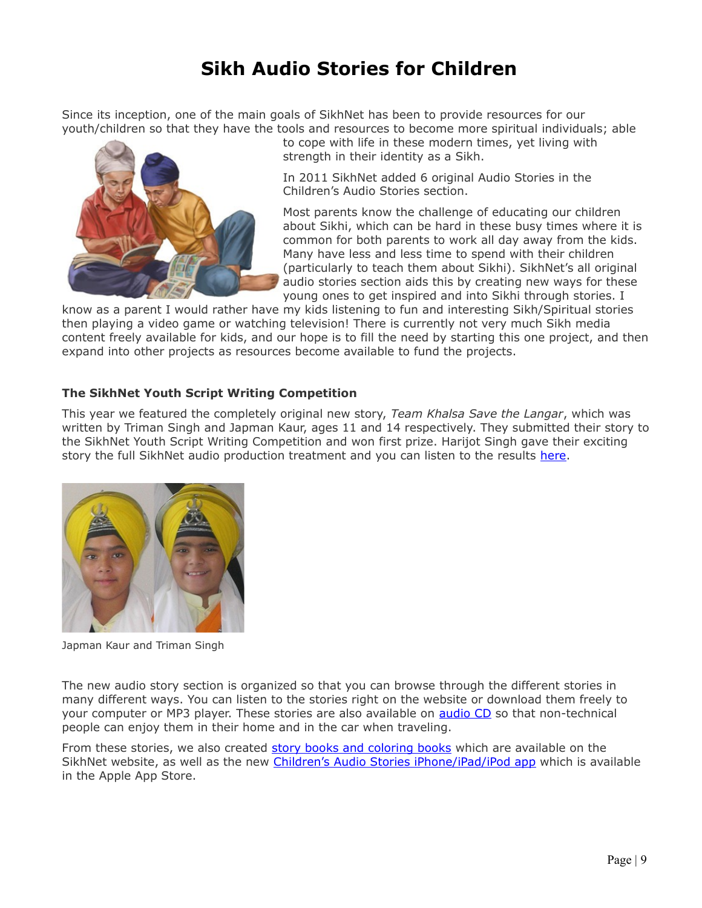# Sikh Audio Stories for Children

Since its inception, one of the main goals of SikhNet has been to provide resources for our youth/children so that they have the tools and resources to become more spiritual individuals; able to cope with life in these modern times, yet living with strength in their identity as a Sikh.

In 2011 SikhNet added 6 original Audio Stories in the Children's Audio Stories section.

Most parents know the challenge of educating our children about Sikhi, which can be hard in these busy times where it is common for both parents to work all day away from the kids. Many have less and less time to spend with their children (particularly to teach them about Sikhi). SikhNet's all original audio stories section aids this by creating new ways for these young ones to get inspired and into Sikhi through stories. I know as a parent I would rather have my kids listening to fun and interesting Sikh/Spiritual stories then playing a video game or watching television! There is currently not very much Sikh media content freely available for kids, and our hope is to fill the need by starting this one project, and then expand into other projects as resources become available to fund the projects.

### The SikhNet Youth Script Writing Competition

This year we featured the completely original new story, *Team Khalsa Save the Langar*, which was written by Triman Singh and Japman Kaur, ages 11 and 14 respectively. They submitted their story to the SikhNet Youth Script Writing Competition and won first prize. Harijot Singh gave their exciting story the full SikhNet audio production treatment and you can listen to the results here.

Japman Kaur and Triman Singh

The new audio story section is organized so that you can browse through the different stories in many different ways. You can listen to the stories right on the website or download them freely to your computer or MP3 player. These stories are also available on audio CD so that non-technical people can enjoy them in their home and in the car when traveling.

From these stories, we also created story books and coloring books which are available on the SikhNet website, as well as the new Children's Audio Stories iPhone/iPad/iPod app which is available in the Apple App Store.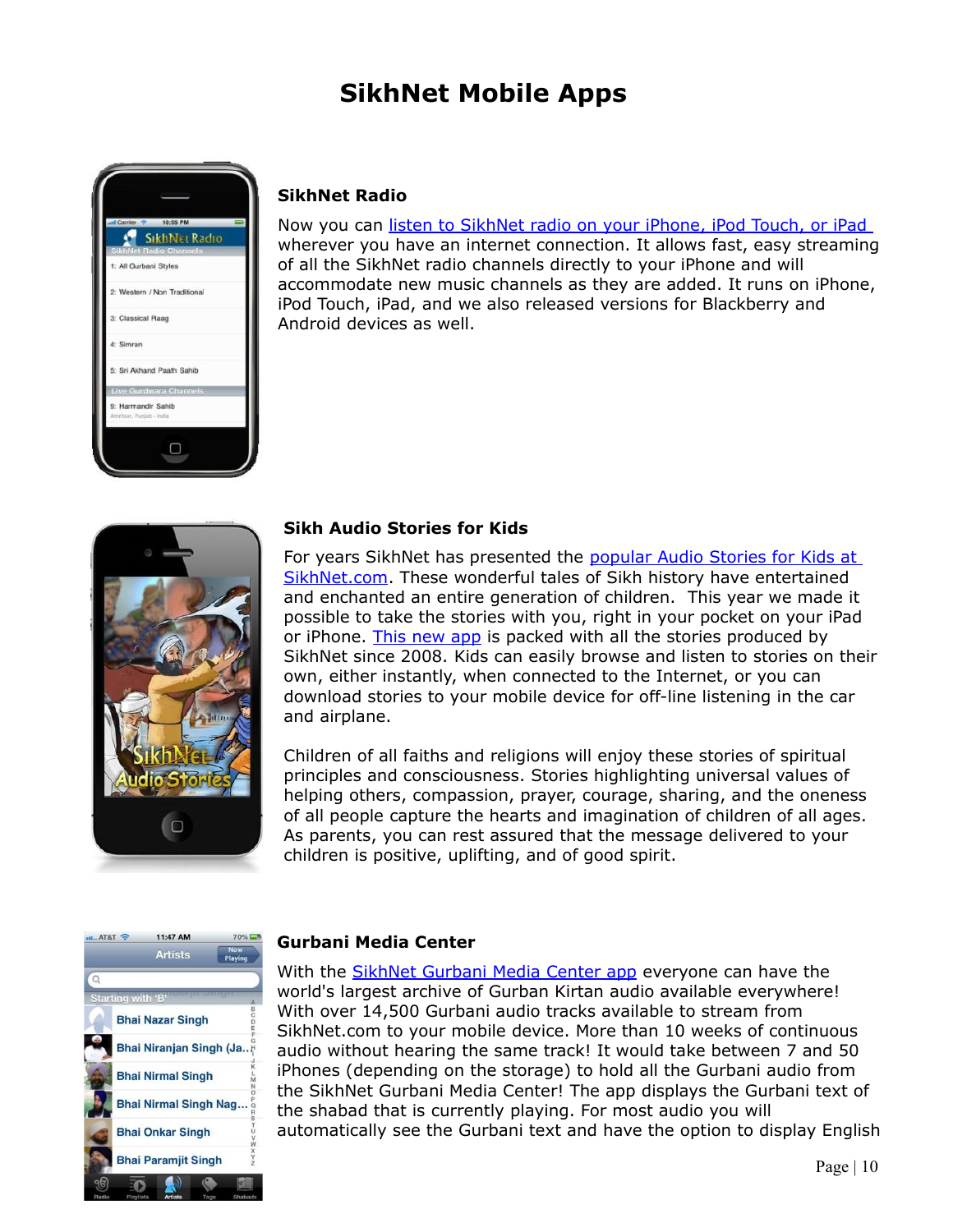# SikhNet Mobile Apps

### SikhNet Radio

Now you can listen to SikhNet radio on your iPhone, iPod Touch, or iPad wherever you have an internet connection. It allows fast, easy streaming of all the SikhNet radio channels directly to your iPhone and will accommodate new music channels as they are added. It runs on iPhone, iPod Touch, iPad, and we also released versions for Blackberry and Android devices as well.

### Sikh Audio Stories for Kids

For years SikhNet has presented the popular Audio Stories for Kids at SikhNet.com. These wonderful tales of Sikh history have entertained and enchanted an entire generation of children. This year we made it possible to take the stories with you, right in your pocket on your iPad or iPhone. This new app is packed with all the stories produced by SikhNet since 2008. Kids can easily browse and listen to stories on their own, either instantly, when connected to the Internet, or you can download stories to your mobile device for off-line listening in the car and airplane.

Children of all faiths and religions will enjoy these stories of spiritual principles and consciousness. Stories highlighting universal values of helping others, compassion, prayer, courage, sharing, and the oneness of all people capture the hearts and imagination of children of all ages. As parents, you can rest assured that the message delivered to your children is positive, uplifting, and of good spirit.

### Gurbani Media Center

With the SikhNet Gurbani Media Center app everyone can have the world's largest archive of Gurban Kirtan audio available everywhere! With over 14,500 Gurbani audio tracks available to stream from SikhNet.com to your mobile device. More than 10 weeks of continuous audio without hearing the same track! It would take between 7 and 50 iPhones (depending on the storage) to hold all the Gurbani audio from the SikhNet Gurbani Media Center! The app displays the Gurbani text of the shabad that is currently playing. For most audio you will automatically see the Gurbani text and have the option to display English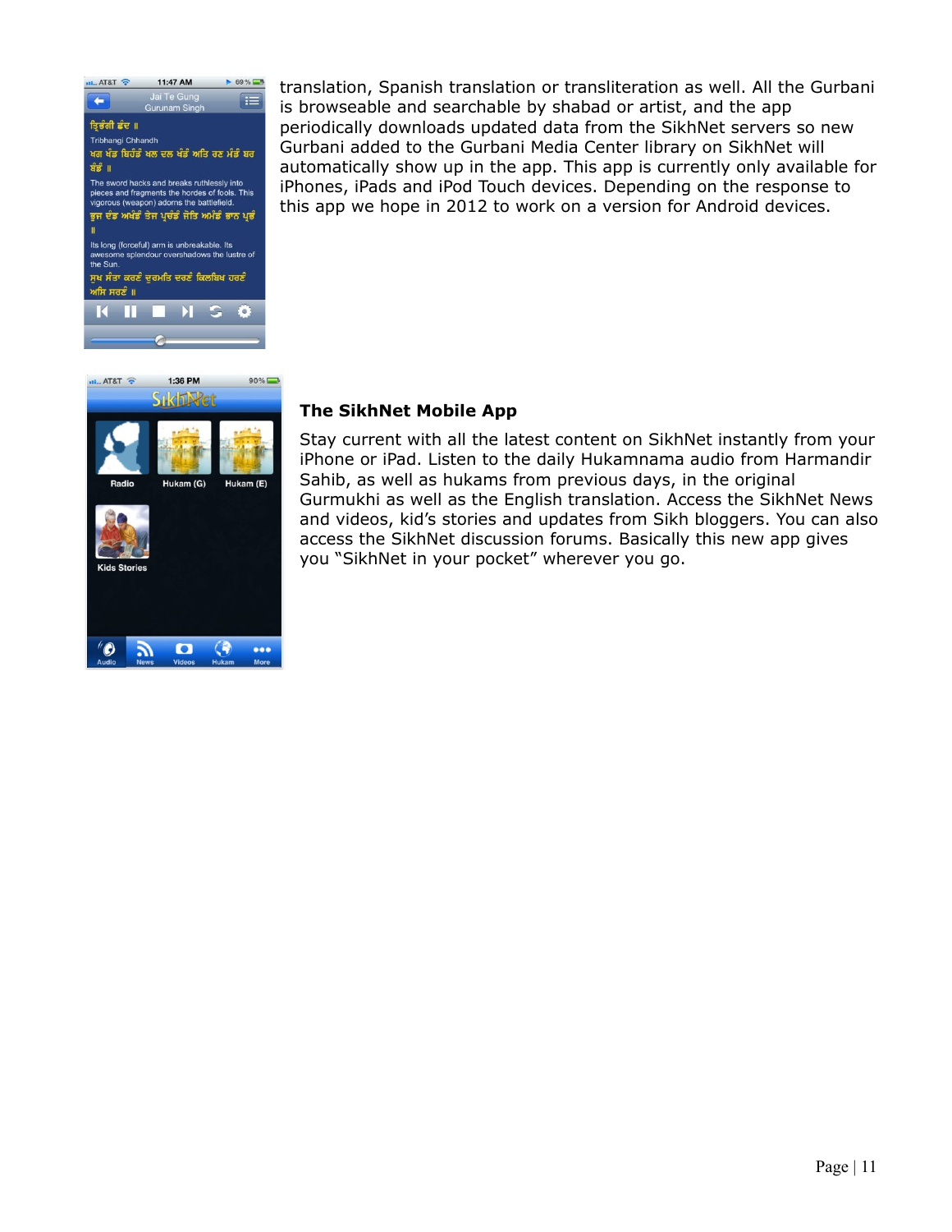translation, Spanish translation or transliteration as well. All the Gurbani is browseable and searchable by shabad or artist, and the app periodically downloads updated data from the SikhNet servers so new Gurbani added to the Gurbani Media Center library on SikhNet will automatically show up in the app. This app is currently only available for iPhones, iPads and iPod Touch devices. Depending on the response to this app we hope in 2012 to work on a version for Android devices.

### The SikhNet Mobile App

Stay current with all the latest content on SikhNet instantly from your iPhone or iPad. Listen to the daily Hukamnama audio from Harmandir Sahib, as well as hukams from previous days, in the original Gurmukhi as well as the English translation. Access the SikhNet News and videos, kid's stories and updates from Sikh bloggers. You can also access the SikhNet discussion forums. Basically this new app gives you "SikhNet in your pocket" wherever you go.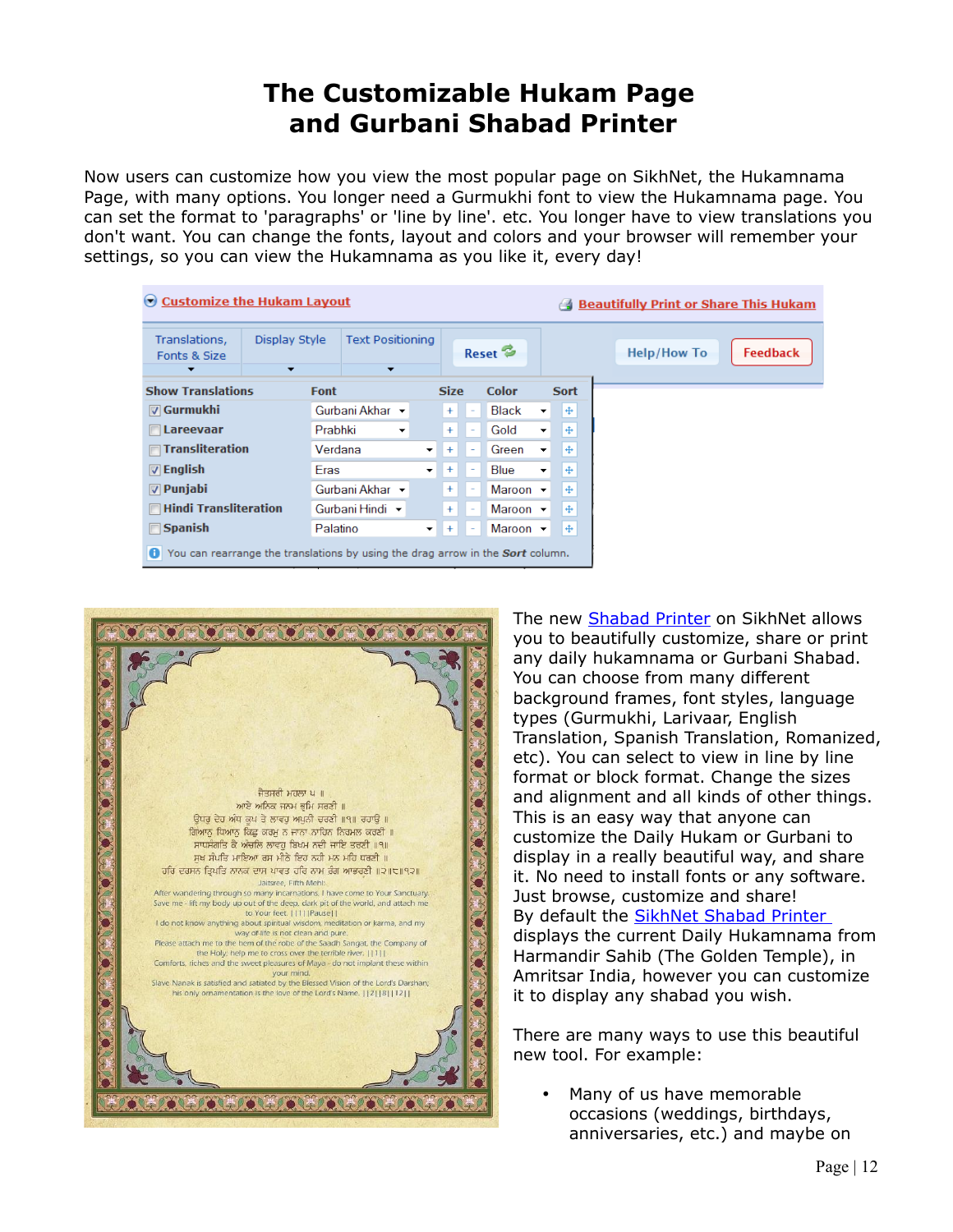# The Customizable Hukam Page and Gurbani Shabad Printer

Now users can customize how you view the most popular page on SikhNet, the Hukamnama Page, with many options. You longer need a Gurmukhi font to view the Hukamnama page. You can set the format to 'paragraphs' or 'line by line'. etc. You longer have to view translations you don't want. You can change the fonts, layout and colors and your browser will remember your settings, so you can view the Hukamnama as you like it, every day!

The new Shabad Printer on SikhNet allows you to beautifully customize, share or print any daily hukamnama or Gurbani Shabad. You can choose from many different background frames, font styles, language types (Gurmukhi, Larivaar, English Translation, Spanish Translation, Romanized, etc). You can select to view in line by line format or block format. Change the sizes and alignment and all kinds of other things. This is an easy way that anyone can customize the Daily Hukam or Gurbani to display in a really beautiful way, and share it. No need to install fonts or any software. Just browse, customize and share!
By default the SikhNet Shabad Printer displays the current Daily Hukamnama from Harmandir Sahib (The Golden Temple), in Amritsar India, however you can customize it to display any shabad you wish.

There are many ways to use this beautiful new tool. For example:

- Many of us have memorable occasions (weddings, birthdays, anniversaries, etc.) and maybe on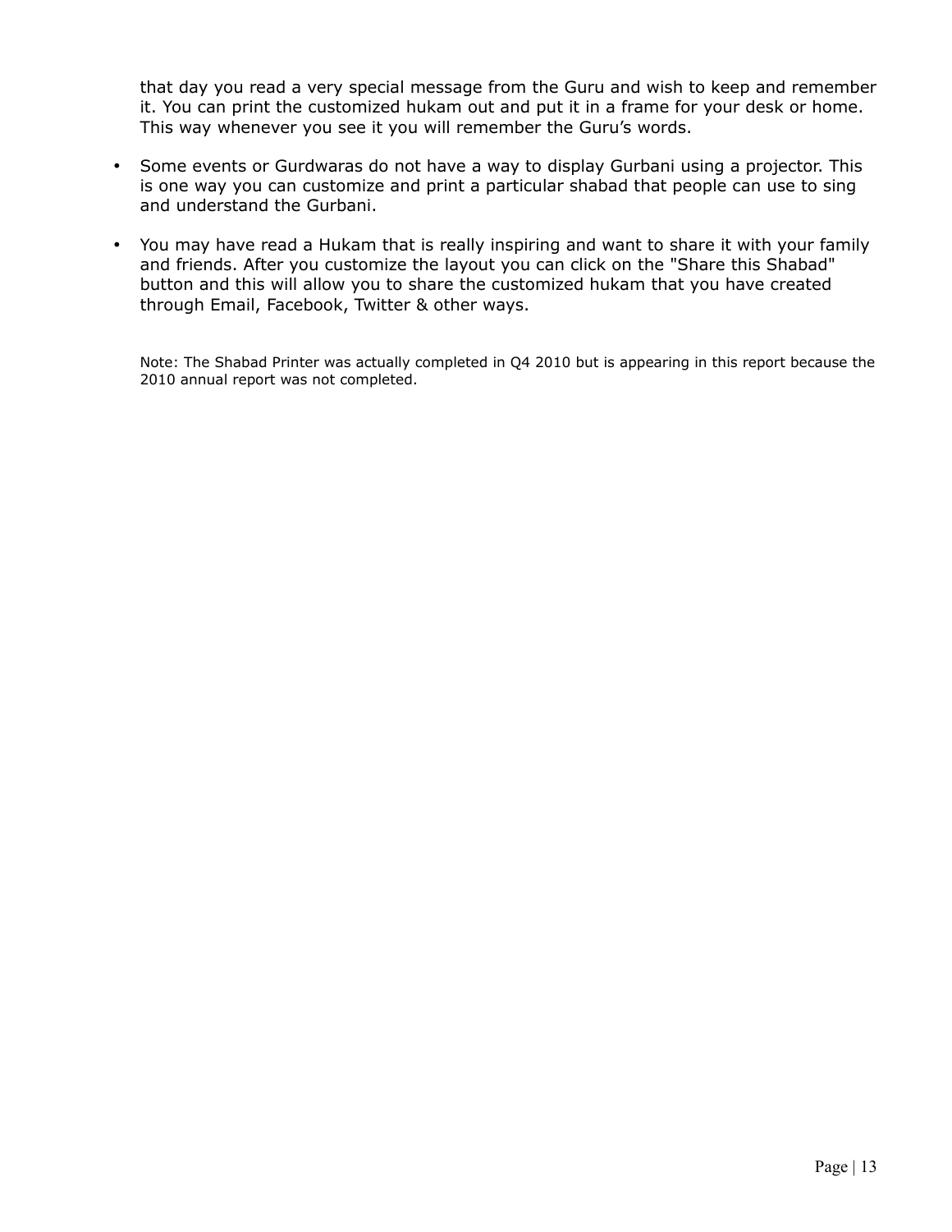that day you read a very special message from the Guru and wish to keep and remember it. You can print the customized hukam out and put it in a frame for your desk or home. This way whenever you see it you will remember the Guru's words.

- Some events or Gurdwaras do not have a way to display Gurbani using a projector. This is one way you can customize and print a particular shabad that people can use to sing and understand the Gurbani.
- You may have read a Hukam that is really inspiring and want to share it with your family and friends. After you customize the layout you can click on the "Share this Shabad" button and this will allow you to share the customized hukam that you have created through Email, Facebook, Twitter & other ways.

Note: The Shabad Printer was actually completed in Q4 2010 but is appearing in this report because the 2010 annual report was not completed.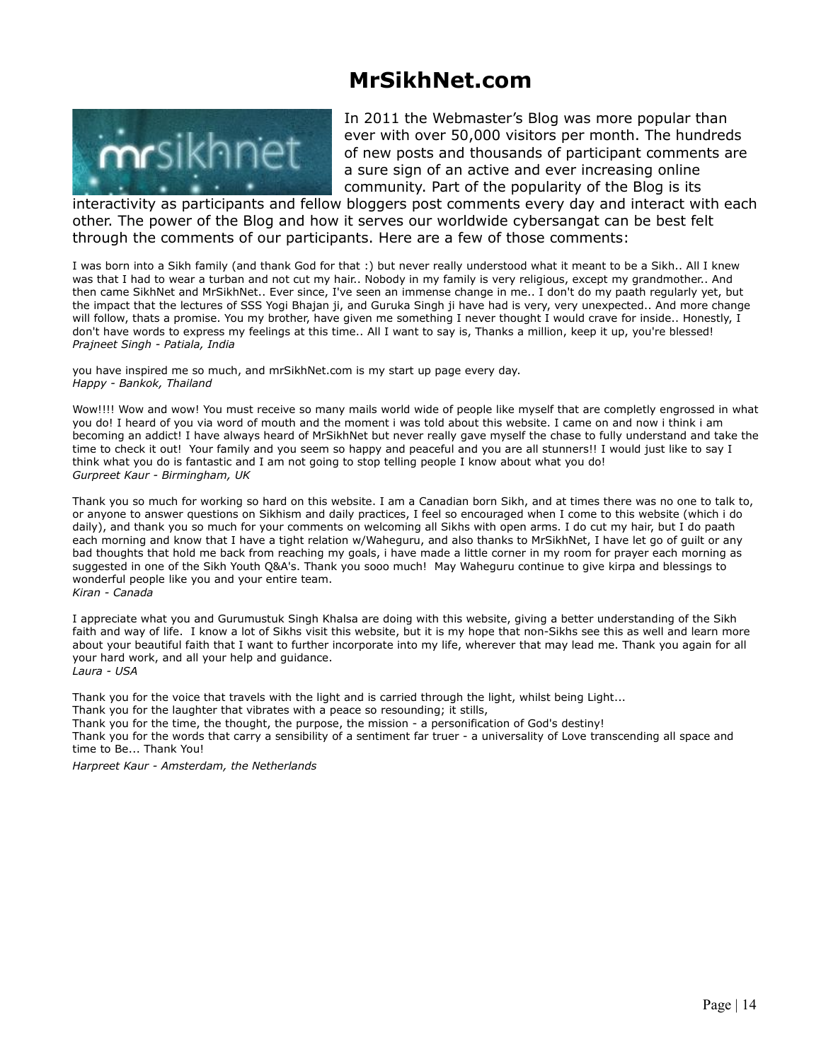# MrSikhNet.com

In 2011 the Webmaster's Blog was more popular than ever with over 50,000 visitors per month. The hundreds of new posts and thousands of participant comments are a sure sign of an active and ever increasing online community. Part of the popularity of the Blog is its interactivity as participants and fellow bloggers post comments every day and interact with each other. The power of the Blog and how it serves our worldwide cybersangat can be best felt through the comments of our participants. Here are a few of those comments:

I was born into a Sikh family (and thank God for that :) but never really understood what it meant to be a Sikh.. All I knew was that I had to wear a turban and not cut my hair.. Nobody in my family is very religious, except my grandmother.. And then came SikhNet and MrSikhNet.. Ever since, I've seen an immense change in me.. I don't do my paath regularly yet, but the impact that the lectures of SSS Yogi Bhajan ji, and Guruka Singh ji have had is very, very unexpected.. And more change will follow, thats a promise. You my brother, have given me something I never thought I would crave for inside.. Honestly, I don't have words to express my feelings at this time.. All I want to say is, Thanks a million, keep it up, you're blessed!
*Prajneet Singh - Patiala, India*

you have inspired me so much, and mrSikhNet.com is my start up page every day.
*Happy - Bankok, Thailand*

Wow!!!! Wow and wow! You must receive so many mails world wide of people like myself that are completly engrossed in what you do! I heard of you via word of mouth and the moment i was told about this website. I came on and now i think i am becoming an addict! I have always heard of MrSikhNet but never really gave myself the chase to fully understand and take the time to check it out! Your family and you seem so happy and peaceful and you are all stunners!! I would just like to say I think what you do is fantastic and I am not going to stop telling people I know about what you do!
*Gurpreet Kaur - Birmingham, UK*

Thank you so much for working so hard on this website. I am a Canadian born Sikh, and at times there was no one to talk to, or anyone to answer questions on Sikhism and daily practices, I feel so encouraged when I come to this website (which i do daily), and thank you so much for your comments on welcoming all Sikhs with open arms. I do cut my hair, but I do paath each morning and know that I have a tight relation w/Waheguru, and also thanks to MrSikhNet, I have let go of guilt or any bad thoughts that hold me back from reaching my goals, i have made a little corner in my room for prayer each morning as suggested in one of the Sikh Youth Q&A's. Thank you sooo much! May Waheguru continue to give kirpa and blessings to wonderful people like you and your entire team.
*Kiran - Canada*

I appreciate what you and Gurumustuk Singh Khalsa are doing with this website, giving a better understanding of the Sikh faith and way of life. I know a lot of Sikhs visit this website, but it is my hope that non-Sikhs see this as well and learn more about your beautiful faith that I want to further incorporate into my life, wherever that may lead me. Thank you again for all your hard work, and all your help and guidance.
*Laura - USA*

Thank you for the voice that travels with the light and is carried through the light, whilst being Light...
Thank you for the laughter that vibrates with a peace so resounding; it stills,
Thank you for the time, the thought, the purpose, the mission - a personification of God's destiny!
Thank you for the words that carry a sensibility of a sentiment far truer - a universality of Love transcending all space and time to Be... Thank You!

*Harpreet Kaur - Amsterdam, the Netherlands*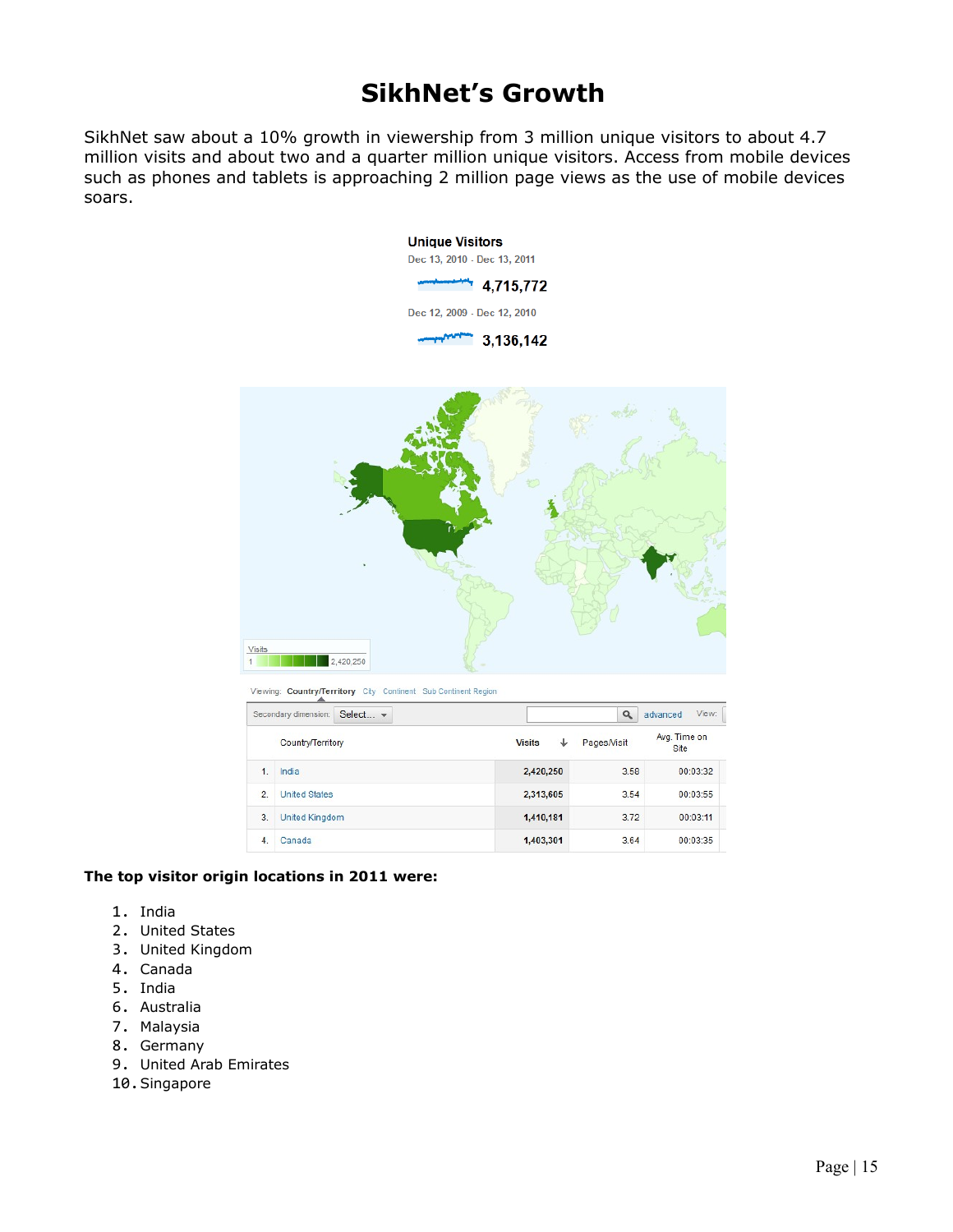# SikhNet's Growth

SikhNet saw about a 10% growth in viewership from 3 million unique visitors to about 4.7 million visits and about two and a quarter million unique visitors. Access from mobile devices such as phones and tablets is approaching 2 million page views as the use of mobile devices soars.

**Unique Visitors**

Dec 13, 2010 - Dec 13, 2011

4,715,772

Dec 12, 2009 - Dec 12, 2010

3,136,142

Visits: 1 – 2,420,250

Viewing: Country/Territory City Continent Sub Continent Region

| | Country/Territory | Visits | Pages/Visit | Avg. Time on Site |
|---|---|---|---|---|
| 1. | India | 2,420,250 | 3.58 | 00:03:32 |
| 2. | United States | 2,313,605 | 3.54 | 00:03:55 |
| 3. | United Kingdom | 1,410,181 | 3.72 | 00:03:11 |
| 4. | Canada | 1,403,301 | 3.64 | 00:03:35 |

**The top visitor origin locations in 2011 were:**

1. India
2. United States
3. United Kingdom
4. Canada
5. India
6. Australia
7. Malaysia
8. Germany
9. United Arab Emirates
10. Singapore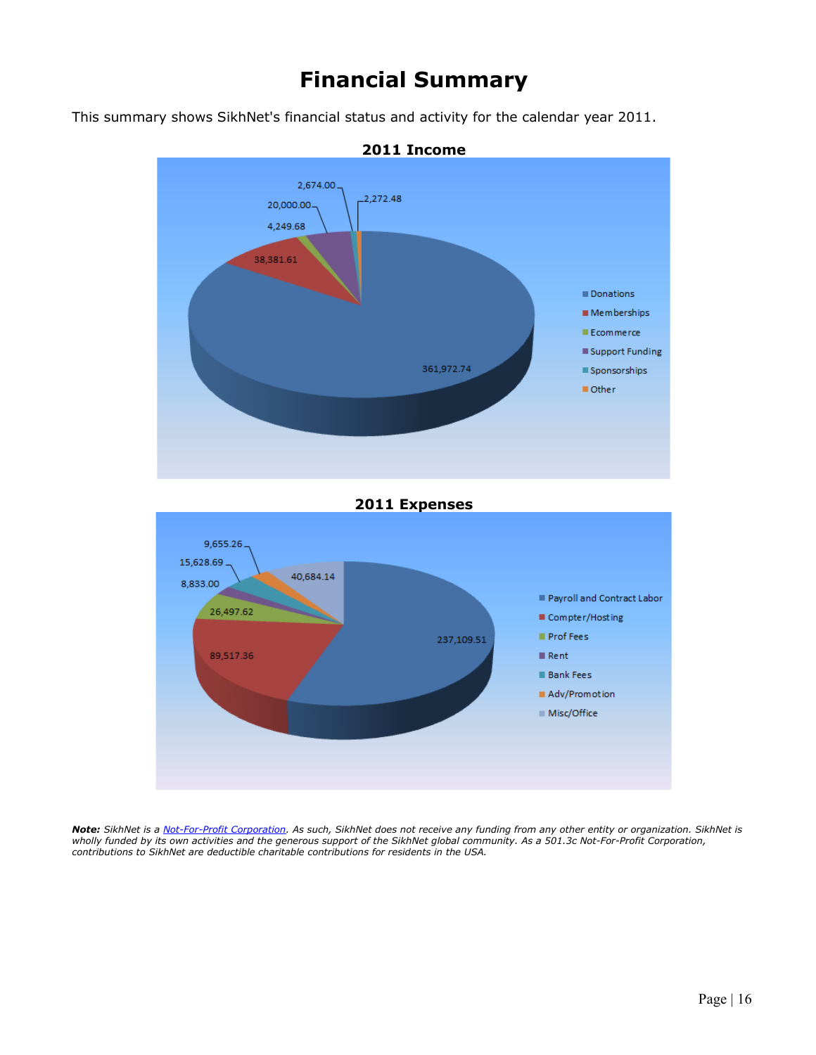# Financial Summary

This summary shows SikhNet's financial status and activity for the calendar year 2011.

**2011 Income**

| Category | Amount |
|---|---|
| Donations | 361,972.74 |
| Memberships | 38,381.61 |
| Ecommerce | 4,249.68 |
| Support Funding | 20,000.00 |
| Sponsorships | 2,674.00 |
| Other | 2,272.48 |

**2011 Expenses**

| Category | Amount |
|---|---|
| Payroll and Contract Labor | 237,109.51 |
| Compter/Hosting | 89,517.36 |
| Prof Fees | 26,497.62 |
| Rent | 8,833.00 |
| Bank Fees | 15,628.69 |
| Adv/Promotion | 9,655.26 |
| Misc/Office | 40,684.14 |

***Note:*** *SikhNet is a Not-For-Profit Corporation. As such, SikhNet does not receive any funding from any other entity or organization. SikhNet is wholly funded by its own activities and the generous support of the SikhNet global community. As a 501.3c Not-For-Profit Corporation, contributions to SikhNet are deductible charitable contributions for residents in the USA.*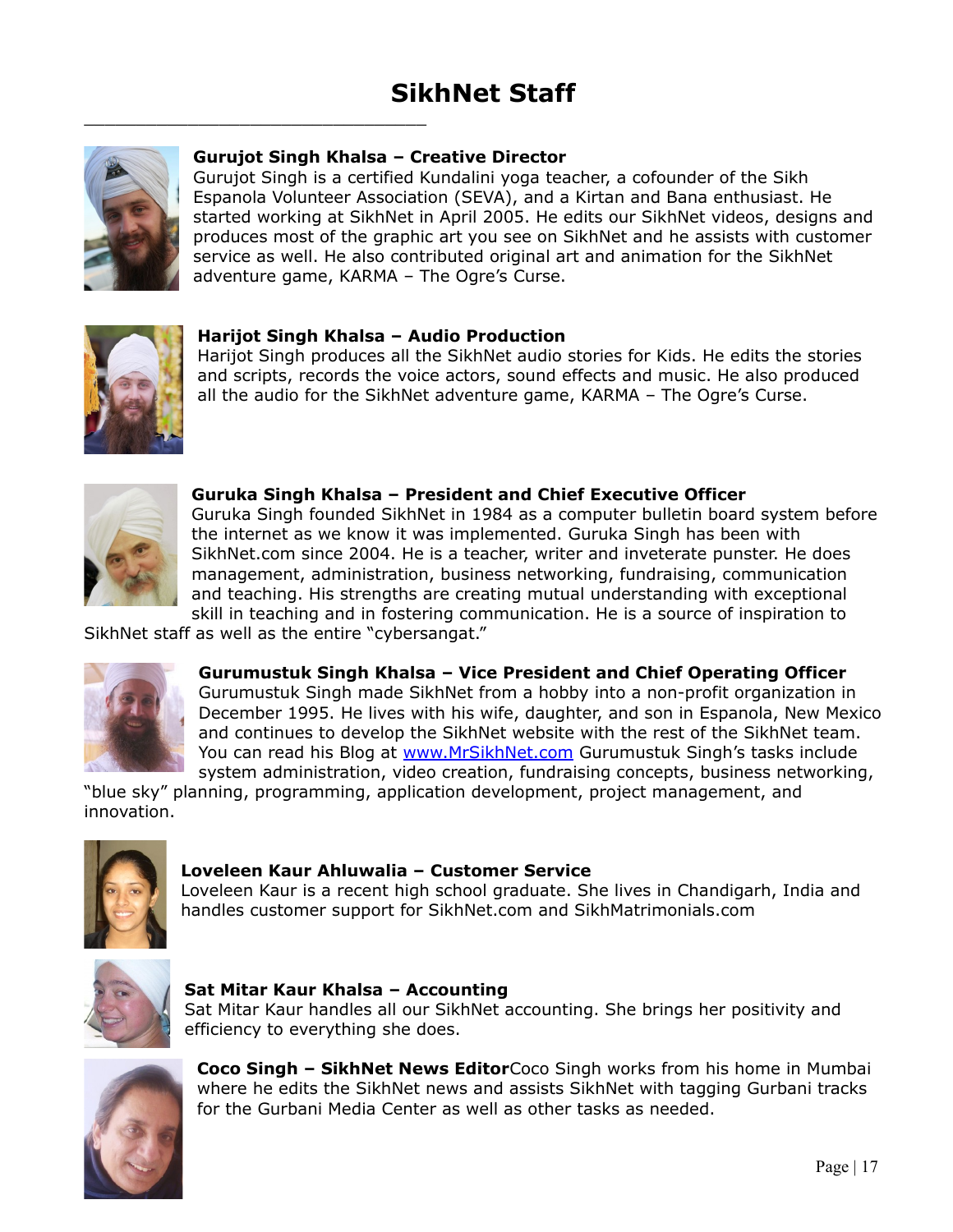# SikhNet Staff

**Gurujot Singh Khalsa – Creative Director**
Gurujot Singh is a certified Kundalini yoga teacher, a cofounder of the Sikh Espanola Volunteer Association (SEVA), and a Kirtan and Bana enthusiast. He started working at SikhNet in April 2005. He edits our SikhNet videos, designs and produces most of the graphic art you see on SikhNet and he assists with customer service as well. He also contributed original art and animation for the SikhNet adventure game, KARMA – The Ogre's Curse.

**Harijot Singh Khalsa – Audio Production**
Harijot Singh produces all the SikhNet audio stories for Kids. He edits the stories and scripts, records the voice actors, sound effects and music. He also produced all the audio for the SikhNet adventure game, KARMA – The Ogre's Curse.

**Guruka Singh Khalsa – President and Chief Executive Officer**
Guruka Singh founded SikhNet in 1984 as a computer bulletin board system before the internet as we know it was implemented. Guruka Singh has been with SikhNet.com since 2004. He is a teacher, writer and inveterate punster. He does management, administration, business networking, fundraising, communication and teaching. His strengths are creating mutual understanding with exceptional skill in teaching and in fostering communication. He is a source of inspiration to SikhNet staff as well as the entire "cybersangat."

**Gurumustuk Singh Khalsa – Vice President and Chief Operating Officer**
Gurumustuk Singh made SikhNet from a hobby into a non-profit organization in December 1995. He lives with his wife, daughter, and son in Espanola, New Mexico and continues to develop the SikhNet website with the rest of the SikhNet team. You can read his Blog at [www.MrSikhNet.com](http://www.MrSikhNet.com) Gurumustuk Singh's tasks include system administration, video creation, fundraising concepts, business networking, "blue sky" planning, programming, application development, project management, and innovation.

**Loveleen Kaur Ahluwalia – Customer Service**
Loveleen Kaur is a recent high school graduate. She lives in Chandigarh, India and handles customer support for SikhNet.com and SikhMatrimonials.com

**Sat Mitar Kaur Khalsa – Accounting**
Sat Mitar Kaur handles all our SikhNet accounting. She brings her positivity and efficiency to everything she does.

**Coco Singh – SikhNet News Editor** Coco Singh works from his home in Mumbai where he edits the SikhNet news and assists SikhNet with tagging Gurbani tracks for the Gurbani Media Center as well as other tasks as needed.